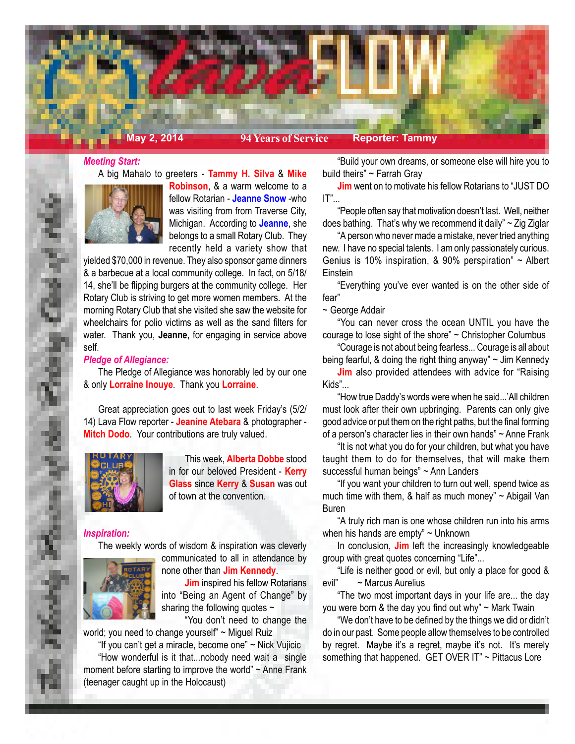# Lava FLOW

**May 2, 2014** | **94 Years of Service** | **Reporter: Tammy**

***Meeting Start:***

A big Mahalo to greeters - **Tammy H. Silva** & **Mike Robinson**, & a warm welcome to a fellow Rotarian - **Jeanne Snow** -who was visiting from from Traverse City, Michigan. According to **Jeanne**, she belongs to a small Rotary Club. They recently held a variety show that yielded $70,000 in revenue. They also sponsor game dinners & a barbecue at a local community college. In fact, on 5/18/14, she'll be flipping burgers at the community college. Her Rotary Club is striving to get more women members. At the morning Rotary Club that she visited she saw the website for wheelchairs for polio victims as well as the sand filters for water. Thank you, **Jeanne**, for engaging in service above self.

***Pledge of Allegiance:***

The Pledge of Allegiance was honorably led by our one & only **Lorraine Inouye**. Thank you **Lorraine**.

Great appreciation goes out to last week Friday's (5/2/14) Lava Flow reporter - **Jeanine Atebara** & photographer - **Mitch Dodo**. Your contributions are truly valued.

This week, **Alberta Dobbe** stood in for our beloved President - **Kerry Glass** since **Kerry** & **Susan** was out of town at the convention.

***Inspiration:***

The weekly words of wisdom & inspiration was cleverly communicated to all in attendance by none other than **Jim Kennedy**.

**Jim** inspired his fellow Rotarians into "Being an Agent of Change" by sharing the following quotes ~

"You don't need to change the world; you need to change yourself" ~ Miguel Ruiz

"If you can't get a miracle, become one" ~ Nick Vujicic

"How wonderful is it that...nobody need wait a single moment before starting to improve the world" ~ Anne Frank (teenager caught up in the Holocaust)

"Build your own dreams, or someone else will hire you to build theirs" ~ Farrah Gray

**Jim** went on to motivate his fellow Rotarians to "JUST DO IT"...

"People often say that motivation doesn't last. Well, neither does bathing. That's why we recommend it daily" ~ Zig Ziglar

"A person who never made a mistake, never tried anything new. I have no special talents. I am only passionately curious. Genius is 10% inspiration, & 90% perspiration" ~ Albert Einstein

"Everything you've ever wanted is on the other side of fear"
~ George Addair

"You can never cross the ocean UNTIL you have the courage to lose sight of the shore" ~ Christopher Columbus

"Courage is not about being fearless... Courage is all about being fearful, & doing the right thing anyway" ~ Jim Kennedy

**Jim** also provided attendees with advice for "Raising Kids"...

"How true Daddy's words were when he said...'All children must look after their own upbringing. Parents can only give good advice or put them on the right paths, but the final forming of a person's character lies in their own hands" ~ Anne Frank

"It is not what you do for your children, but what you have taught them to do for themselves, that will make them successful human beings" ~ Ann Landers

"If you want your children to turn out well, spend twice as much time with them, & half as much money" ~ Abigail Van Buren

"A truly rich man is one whose children run into his arms when his hands are empty" ~ Unknown

In conclusion, **Jim** left the increasingly knowledgeable group with great quotes concerning "Life"...

"Life is neither good or evil, but only a place for good & evil" ~ Marcus Aurelius

"The two most important days in your life are... the day you were born & the day you find out why" ~ Mark Twain

"We don't have to be defined by the things we did or didn't do in our past. Some people allow themselves to be controlled by regret. Maybe it's a regret, maybe it's not. It's merely something that happened. GET OVER IT" ~ Pittacus Lore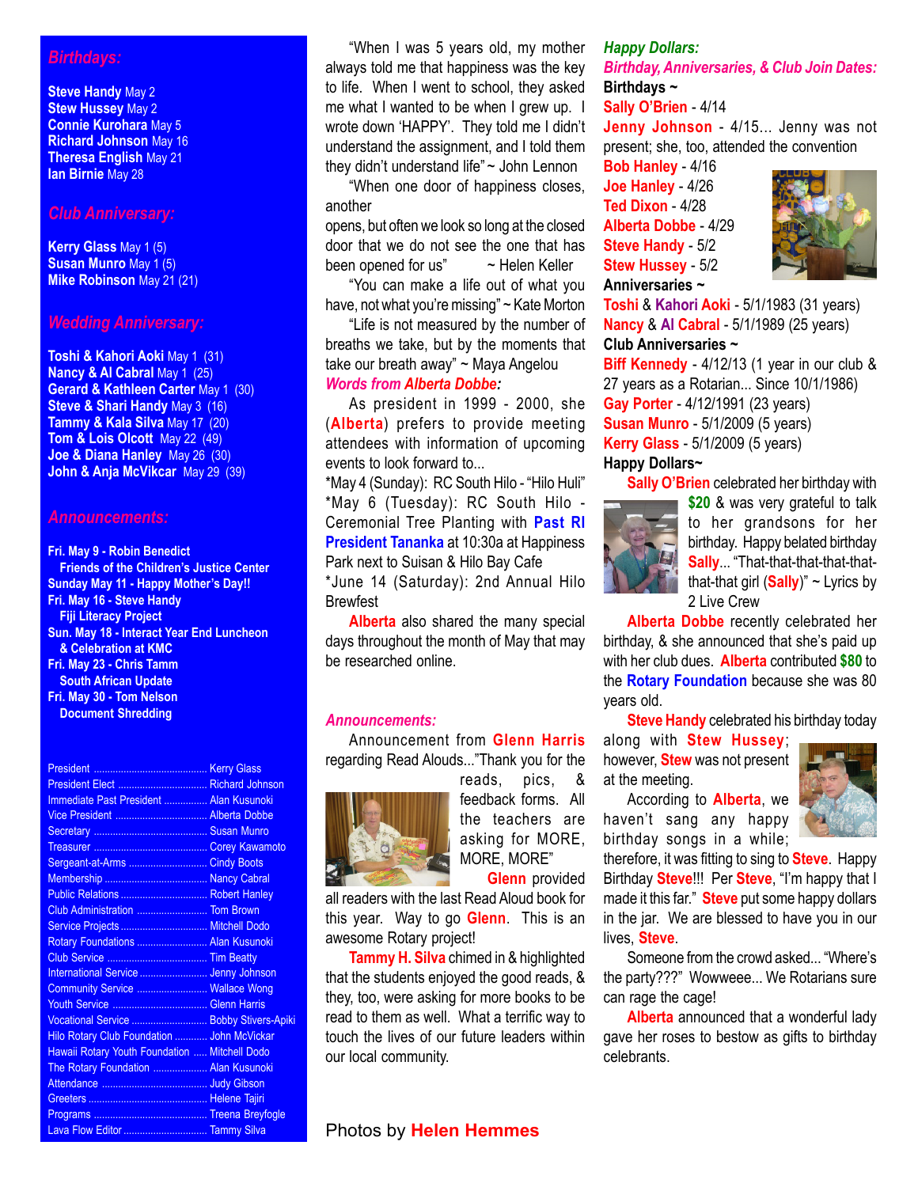## *Birthdays:*

**Steve Handy** May 2
**Stew Hussey** May 2
**Connie Kurohara** May 5
**Richard Johnson** May 16
**Theresa English** May 21
**Ian Birnie** May 28

## *Club Anniversary:*

**Kerry Glass** May 1 (5)
**Susan Munro** May 1 (5)
**Mike Robinson** May 21 (21)

## *Wedding Anniversary:*

**Toshi & Kahori Aoki** May 1 (31)
**Nancy & Al Cabral** May 1 (25)
**Gerard & Kathleen Carter** May 1 (30)
**Steve & Shari Handy** May 3 (16)
**Tammy & Kala Silva** May 17 (20)
**Tom & Lois Olcott** May 22 (49)
**Joe & Diana Hanley** May 26 (30)
**John & Anja McVikcar** May 29 (39)

## *Announcements:*

**Fri. May 9 - Robin Benedict**
**Friends of the Children's Justice Center**
**Sunday May 11 - Happy Mother's Day!!**
**Fri. May 16 - Steve Handy**
**Fiji Literacy Project**
**Sun. May 18 - Interact Year End Luncheon & Celebration at KMC**
**Fri. May 23 - Chris Tamm**
**South African Update**
**Fri. May 30 - Tom Nelson**
**Document Shredding**

| | |
|---|---|
| President | Kerry Glass |
| President Elect | Richard Johnson |
| Immediate Past President | Alan Kusunoki |
| Vice President | Alberta Dobbe |
| Secretary | Susan Munro |
| Treasurer | Corey Kawamoto |
| Sergeant-at-Arms | Cindy Boots |
| Membership | Nancy Cabral |
| Public Relations | Robert Hanley |
| Club Administration | Tom Brown |
| Service Projects | Mitchell Dodo |
| Rotary Foundations | Alan Kusunoki |
| Club Service | Tim Beatty |
| International Service | Jenny Johnson |
| Community Service | Wallace Wong |
| Youth Service | Glenn Harris |
| Vocational Service | Bobby Stivers-Apiki |
| Hilo Rotary Club Foundation | John McVickar |
| Hawaii Rotary Youth Foundation | Mitchell Dodo |
| The Rotary Foundation | Alan Kusunoki |
| Attendance | Judy Gibson |
| Greeters | Helene Tajiri |
| Programs | Treena Breyfogle |
| Lava Flow Editor | Tammy Silva |

"When I was 5 years old, my mother always told me that happiness was the key to life. When I went to school, they asked me what I wanted to be when I grew up. I wrote down 'HAPPY'. They told me I didn't understand the assignment, and I told them they didn't understand life" ~ John Lennon

"When one door of happiness closes, another opens, but often we look so long at the closed door that we do not see the one that has been opened for us" ~ Helen Keller

"You can make a life out of what you have, not what you're missing" ~ Kate Morton

"Life is not measured by the number of breaths we take, but by the moments that take our breath away" ~ Maya Angelou

### *Words from Alberta Dobbe:*

As president in 1999 - 2000, she (**Alberta**) prefers to provide meeting attendees with information of upcoming events to look forward to...

*May 4 (Sunday): RC South Hilo - "Hilo Huli"
*May 6 (Tuesday): RC South Hilo - Ceremonial Tree Planting with **Past RI President Tananka** at 10:30a at Happiness Park next to Suisan & Hilo Bay Cafe
*June 14 (Saturday): 2nd Annual Hilo Brewfest

**Alberta** also shared the many special days throughout the month of May that may be researched online.

### *Announcements:*

Announcement from **Glenn Harris** regarding Read Alouds..."Thank you for the reads, pics, & feedback forms. All the teachers are asking for MORE, MORE, MORE"

**Glenn** provided all readers with the last Read Aloud book for this year. Way to go **Glenn**. This is an awesome Rotary project!

**Tammy H. Silva** chimed in & highlighted that the students enjoyed the good reads, & they, too, were asking for more books to be read to them as well. What a terrific way to touch the lives of our future leaders within our local community.

### *Happy Dollars:*

### *Birthday, Anniversaries, & Club Join Dates:*

**Birthdays ~**
**Sally O'Brien** - 4/14
**Jenny Johnson** - 4/15... Jenny was not present; she, too, attended the convention
**Bob Hanley** - 4/16
**Joe Hanley** - 4/26
**Ted Dixon** - 4/28
**Alberta Dobbe** - 4/29
**Steve Handy** - 5/2
**Stew Hussey** - 5/2

**Anniversaries ~**
**Toshi** & **Kahori Aoki** - 5/1/1983 (31 years)
**Nancy** & **Al Cabral** - 5/1/1989 (25 years)

**Club Anniversaries ~**
**Biff Kennedy** - 4/12/13 (1 year in our club & 27 years as a Rotarian... Since 10/1/1986)
**Gay Porter** - 4/12/1991 (23 years)
**Susan Munro** - 5/1/2009 (5 years)
**Kerry Glass** - 5/1/2009 (5 years)

**Happy Dollars~**

**Sally O'Brien** celebrated her birthday with **$20** & was very grateful to talk to her grandsons for her birthday. Happy belated birthday **Sally**... "That-that-that-that-that-that-that girl (**Sally**)" ~ Lyrics by 2 Live Crew

**Alberta Dobbe** recently celebrated her birthday, & she announced that she's paid up with her club dues. **Alberta** contributed **$80** to the **Rotary Foundation** because she was 80 years old.

**Steve Handy** celebrated his birthday today along with **Stew Hussey**; however, **Stew** was not present at the meeting.

According to **Alberta**, we haven't sang any happy birthday songs in a while; therefore, it was fitting to sing to **Steve**. Happy Birthday **Steve**!!! Per **Steve**, "I'm happy that I made it this far." **Steve** put some happy dollars in the jar. We are blessed to have you in our lives, **Steve**.

Someone from the crowd asked... "Where's the party???" Wowweee... We Rotarians sure can rage the cage!

**Alberta** announced that a wonderful lady gave her roses to bestow as gifts to birthday celebrants.

Photos by **Helen Hemmes**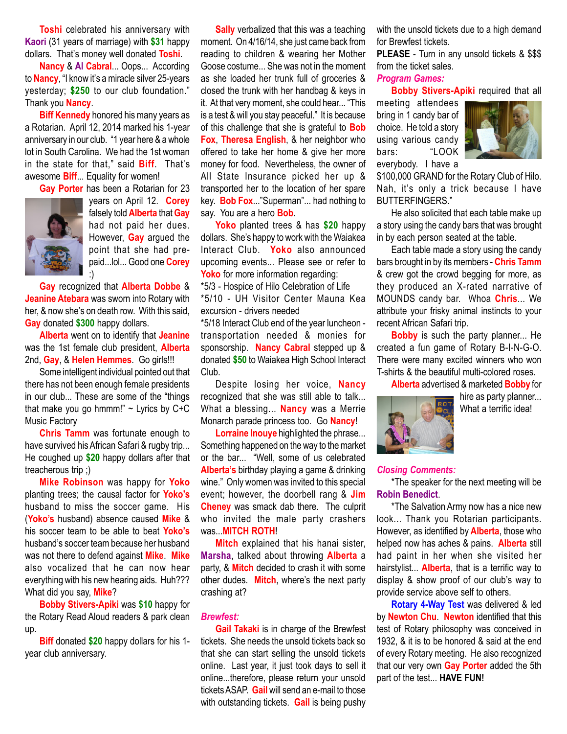**Toshi** celebrated his anniversary with **Kaori** (31 years of marriage) with **$31** happy dollars. That's money well donated **Toshi**.

**Nancy** & **Al Cabral**... Oops... According to **Nancy**, "I know it's a miracle silver 25-years yesterday; **$250** to our club foundation." Thank you **Nancy**.

**Biff Kennedy** honored his many years as a Rotarian. April 12, 2014 marked his 1-year anniversary in our club. "1 year here & a whole lot in South Carolina. We had the 1st woman in the state for that," said **Biff**. That's awesome **Biff**... Equality for women!

**Gay Porter** has been a Rotarian for 23 years on April 12. **Corey** falsely told **Alberta** that **Gay** had not paid her dues. However, **Gay** argued the point that she had pre-paid...lol... Good one **Corey** :)

**Gay** recognized that **Alberta Dobbe** & **Jeanine Atebara** was sworn into Rotary with her, & now she's on death row. With this said, **Gay** donated **$300** happy dollars.

**Alberta** went on to identify that **Jeanine** was the 1st female club president, **Alberta** 2nd, **Gay**, & **Helen Hemmes**. Go girls!!!

Some intelligent individual pointed out that there has not been enough female presidents in our club... These are some of the "things that make you go hmmm!" ~ Lyrics by C+C Music Factory

**Chris Tamm** was fortunate enough to have survived his African Safari & rugby trip... He coughed up **$20** happy dollars after that treacherous trip ;)

**Mike Robinson** was happy for **Yoko** planting trees; the causal factor for **Yoko's** husband to miss the soccer game. His (**Yoko's** husband) absence caused **Mike** & his soccer team to be able to beat **Yoko's** husband's soccer team because her husband was not there to defend against **Mike**. **Mike** also vocalized that he can now hear everything with his new hearing aids. Huh??? What did you say, **Mike**?

**Bobby Stivers-Apiki** was **$10** happy for the Rotary Read Aloud readers & park clean up.

**Biff** donated **$20** happy dollars for his 1-year club anniversary.

**Sally** verbalized that this was a teaching moment. On 4/16/14, she just came back from reading to children & wearing her Mother Goose costume... She was not in the moment as she loaded her trunk full of groceries & closed the trunk with her handbag & keys in it. At that very moment, she could hear... "This is a test & will you stay peaceful." It is because of this challenge that she is grateful to **Bob Fox**, **Theresa English**, & her neighbor who offered to take her home & give her more money for food. Nevertheless, the owner of All State Insurance picked her up & transported her to the location of her spare key. **Bob Fox**..."Superman"... had nothing to say. You are a hero **Bob**.

**Yoko** planted trees & has **$20** happy dollars. She's happy to work with the Waiakea Interact Club. **Yoko** also announced upcoming events... Please see or refer to **Yoko** for more information regarding:

*5/3 - Hospice of Hilo Celebration of Life
*5/10 - UH Visitor Center Mauna Kea excursion - drivers needed
*5/18 Interact Club end of the year luncheon - transportation needed & monies for sponsorship. **Nancy Cabral** stepped up & donated **$50** to Waiakea High School Interact Club.

Despite losing her voice, **Nancy** recognized that she was still able to talk... What a blessing... **Nancy** was a Merrie Monarch parade princess too. Go **Nancy**!

**Lorraine Inouye** highlighted the phrase... Something happened on the way to the market or the bar... "Well, some of us celebrated **Alberta's** birthday playing a game & drinking wine." Only women was invited to this special event; however, the doorbell rang & **Jim Cheney** was smack dab there. The culprit who invited the male party crashers was...**MITCH ROTH**!

**Mitch** explained that his hanai sister, **Marsha**, talked about throwing **Alberta** a party, & **Mitch** decided to crash it with some other dudes. **Mitch**, where's the next party crashing at?

### *Brewfest:*

**Gail Takaki** is in charge of the Brewfest tickets. She needs the unsold tickets back so that she can start selling the unsold tickets online. Last year, it just took days to sell it online...therefore, please return your unsold tickets ASAP. **Gail** will send an e-mail to those with outstanding tickets. **Gail** is being pushy with the unsold tickets due to a high demand for Brewfest tickets.

**PLEASE** - Turn in any unsold tickets & $$$ from the ticket sales.

### *Program Games:*

**Bobby Stivers-Apiki** required that all meeting attendees bring in 1 candy bar of choice. He told a story using various candy bars: "LOOK everybody. I have a $100,000 GRAND for the Rotary Club of Hilo. Nah, it's only a trick because I have BUTTERFINGERS."

He also solicited that each table make up a story using the candy bars that was brought in by each person seated at the table.

Each table made a story using the candy bars brought in by its members - **Chris Tamm** & crew got the crowd begging for more, as they produced an X-rated narrative of MOUNDS candy bar. Whoa **Chris**... We attribute your frisky animal instincts to your recent African Safari trip.

**Bobby** is such the party planner... He created a fun game of Rotary B-I-N-G-O. There were many excited winners who won T-shirts & the beautiful multi-colored roses.

**Alberta** advertised & marketed **Bobby** for hire as party planner... What a terrific idea!

### *Closing Comments:*

*The speaker for the next meeting will be **Robin Benedict**.

*The Salvation Army now has a nice new look... Thank you Rotarian participants. However, as identified by **Alberta**, those who helped now has aches & pains. **Alberta** still had paint in her when she visited her hairstylist... **Alberta**, that is a terrific way to display & show proof of our club's way to provide service above self to others.

**Rotary 4-Way Test** was delivered & led by **Newton Chu**. **Newton** identified that this test of Rotary philosophy was conceived in 1932, & it is to be honored & said at the end of every Rotary meeting. He also recognized that our very own **Gay Porter** added the 5th part of the test... **HAVE FUN!**